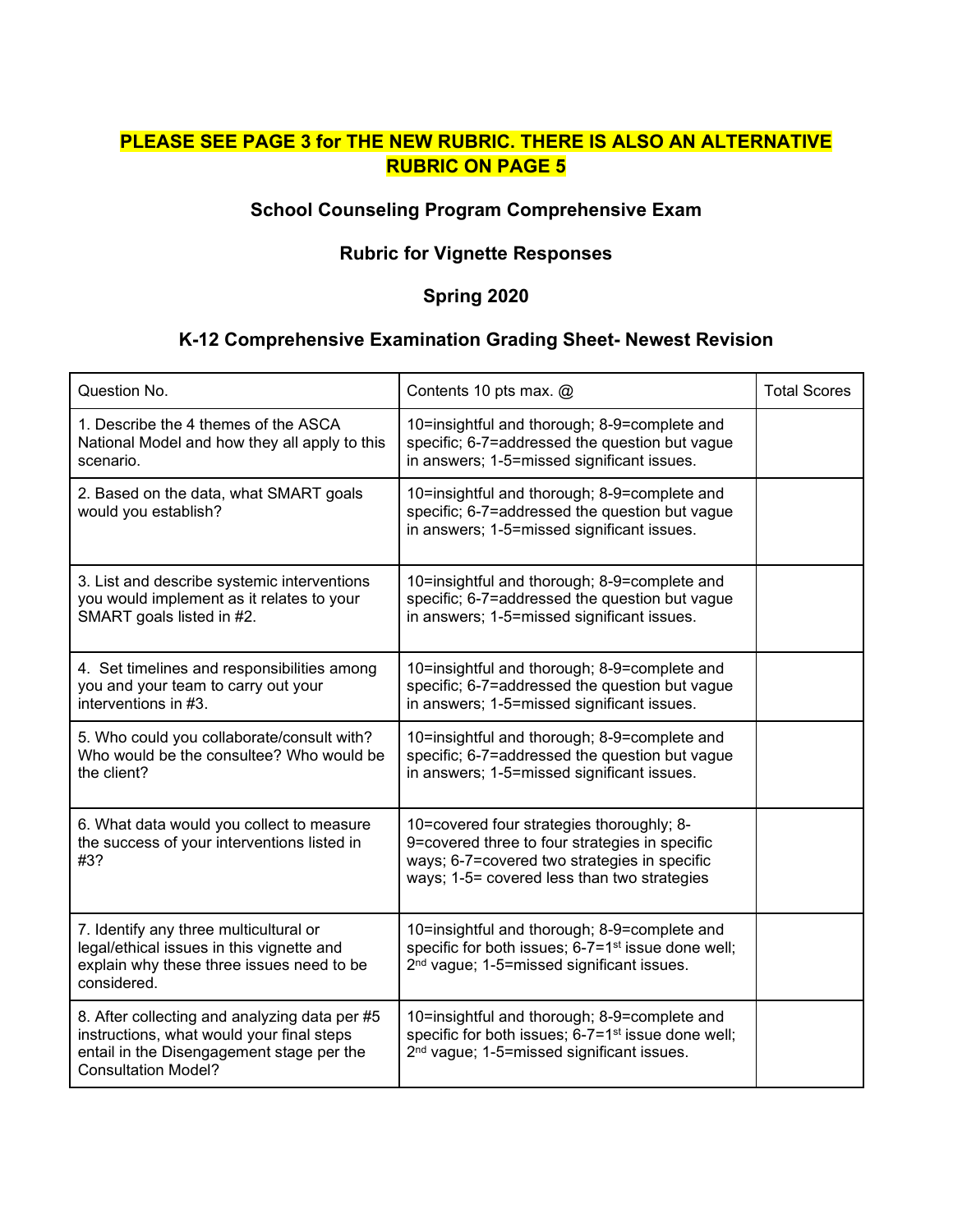**PLEASE SEE PAGE 3 for THE NEW RUBRIC. THERE IS ALSO AN ALTERNATIVE RUBRIC ON PAGE 5**

### School Counseling Program Comprehensive Exam

### Rubric for Vignette Responses

### Spring 2020

### K-12 Comprehensive Examination Grading Sheet- Newest Revision

| Question No. | Contents 10 pts max. @ | Total Scores |
|---|---|---|
| 1. Describe the 4 themes of the ASCA National Model and how they all apply to this scenario. | 10=insightful and thorough; 8-9=complete and specific; 6-7=addressed the question but vague in answers; 1-5=missed significant issues. | |
| 2. Based on the data, what SMART goals would you establish? | 10=insightful and thorough; 8-9=complete and specific; 6-7=addressed the question but vague in answers; 1-5=missed significant issues. | |
| 3. List and describe systemic interventions you would implement as it relates to your SMART goals listed in #2. | 10=insightful and thorough; 8-9=complete and specific; 6-7=addressed the question but vague in answers; 1-5=missed significant issues. | |
| 4. Set timelines and responsibilities among you and your team to carry out your interventions in #3. | 10=insightful and thorough; 8-9=complete and specific; 6-7=addressed the question but vague in answers; 1-5=missed significant issues. | |
| 5. Who could you collaborate/consult with? Who would be the consultee? Who would be the client? | 10=insightful and thorough; 8-9=complete and specific; 6-7=addressed the question but vague in answers; 1-5=missed significant issues. | |
| 6. What data would you collect to measure the success of your interventions listed in #3? | 10=covered four strategies thoroughly; 8-9=covered three to four strategies in specific ways; 6-7=covered two strategies in specific ways; 1-5= covered less than two strategies | |
| 7. Identify any three multicultural or legal/ethical issues in this vignette and explain why these three issues need to be considered. | 10=insightful and thorough; 8-9=complete and specific for both issues; 6-7=1st issue done well; 2nd vague; 1-5=missed significant issues. | |
| 8. After collecting and analyzing data per #5 instructions, what would your final steps entail in the Disengagement stage per the Consultation Model? | 10=insightful and thorough; 8-9=complete and specific for both issues; 6-7=1st issue done well; 2nd vague; 1-5=missed significant issues. | |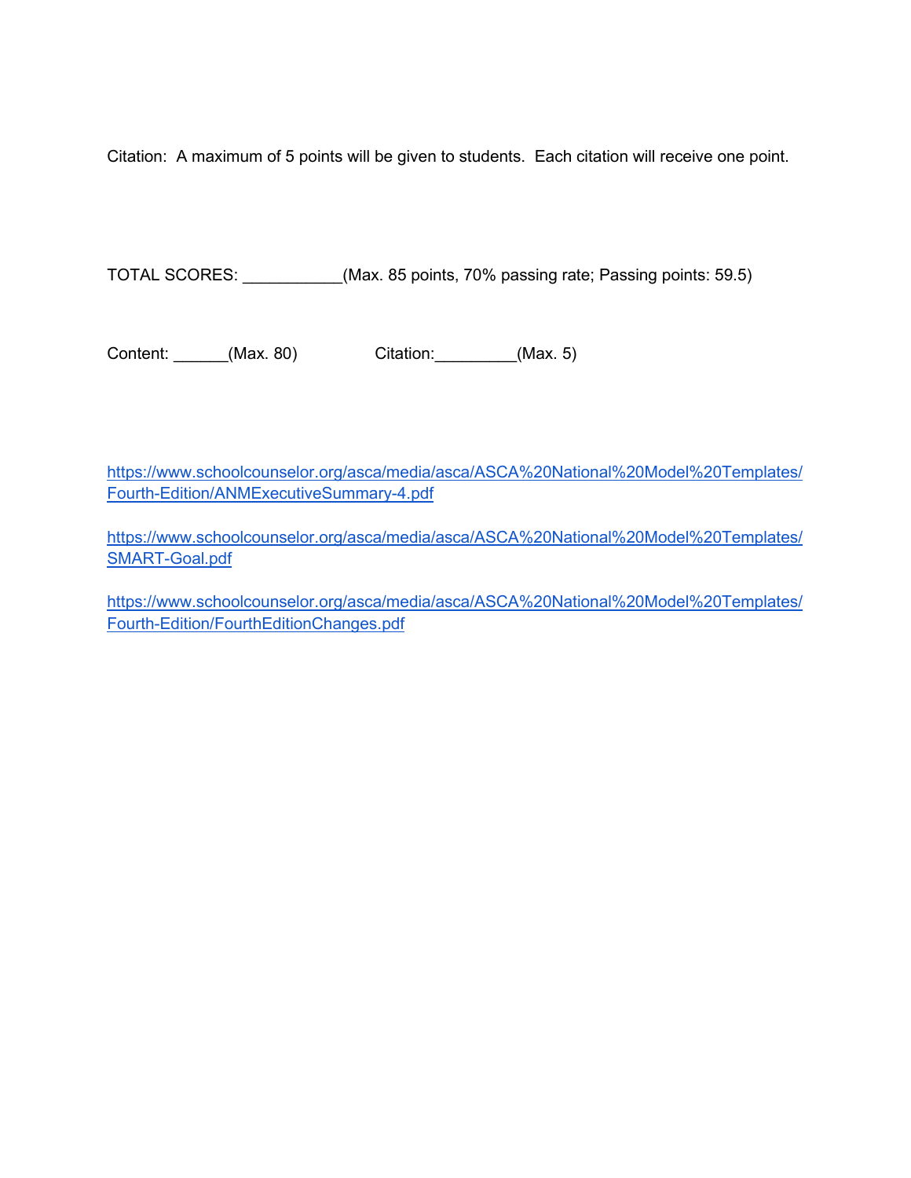Citation: A maximum of 5 points will be given to students. Each citation will receive one point.

TOTAL SCORES: ___________(Max. 85 points, 70% passing rate; Passing points: 59.5)

Content: ______(Max. 80)  Citation:_________(Max. 5)

https://www.schoolcounselor.org/asca/media/asca/ASCA%20National%20Model%20Templates/Fourth-Edition/ANMExecutiveSummary-4.pdf

https://www.schoolcounselor.org/asca/media/asca/ASCA%20National%20Model%20Templates/SMART-Goal.pdf

https://www.schoolcounselor.org/asca/media/asca/ASCA%20National%20Model%20Templates/Fourth-Edition/FourthEditionChanges.pdf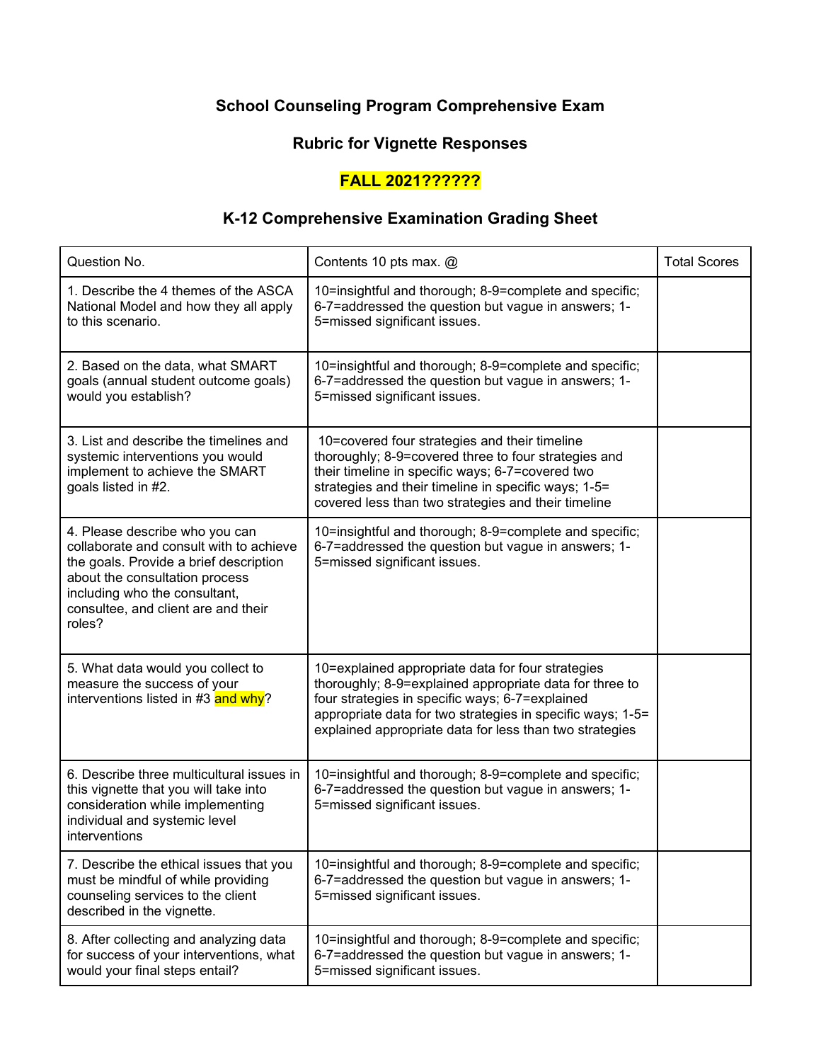## School Counseling Program Comprehensive Exam

## Rubric for Vignette Responses

## FALL 2021??????

## K-12 Comprehensive Examination Grading Sheet

| Question No. | Contents 10 pts max. @ | Total Scores |
|---|---|---|
| 1. Describe the 4 themes of the ASCA National Model and how they all apply to this scenario. | 10=insightful and thorough; 8-9=complete and specific; 6-7=addressed the question but vague in answers; 1-5=missed significant issues. | |
| 2. Based on the data, what SMART goals (annual student outcome goals) would you establish? | 10=insightful and thorough; 8-9=complete and specific; 6-7=addressed the question but vague in answers; 1-5=missed significant issues. | |
| 3. List and describe the timelines and systemic interventions you would implement to achieve the SMART goals listed in #2. | 10=covered four strategies and their timeline thoroughly; 8-9=covered three to four strategies and their timeline in specific ways; 6-7=covered two strategies and their timeline in specific ways; 1-5= covered less than two strategies and their timeline | |
| 4. Please describe who you can collaborate and consult with to achieve the goals. Provide a brief description about the consultation process including who the consultant, consultee, and client are and their roles? | 10=insightful and thorough; 8-9=complete and specific; 6-7=addressed the question but vague in answers; 1-5=missed significant issues. | |
| 5. What data would you collect to measure the success of your interventions listed in #3 and why? | 10=explained appropriate data for four strategies thoroughly; 8-9=explained appropriate data for three to four strategies in specific ways; 6-7=explained appropriate data for two strategies in specific ways; 1-5= explained appropriate data for less than two strategies | |
| 6. Describe three multicultural issues in this vignette that you will take into consideration while implementing individual and systemic level interventions | 10=insightful and thorough; 8-9=complete and specific; 6-7=addressed the question but vague in answers; 1-5=missed significant issues. | |
| 7. Describe the ethical issues that you must be mindful of while providing counseling services to the client described in the vignette. | 10=insightful and thorough; 8-9=complete and specific; 6-7=addressed the question but vague in answers; 1-5=missed significant issues. | |
| 8. After collecting and analyzing data for success of your interventions, what would your final steps entail? | 10=insightful and thorough; 8-9=complete and specific; 6-7=addressed the question but vague in answers; 1-5=missed significant issues. | |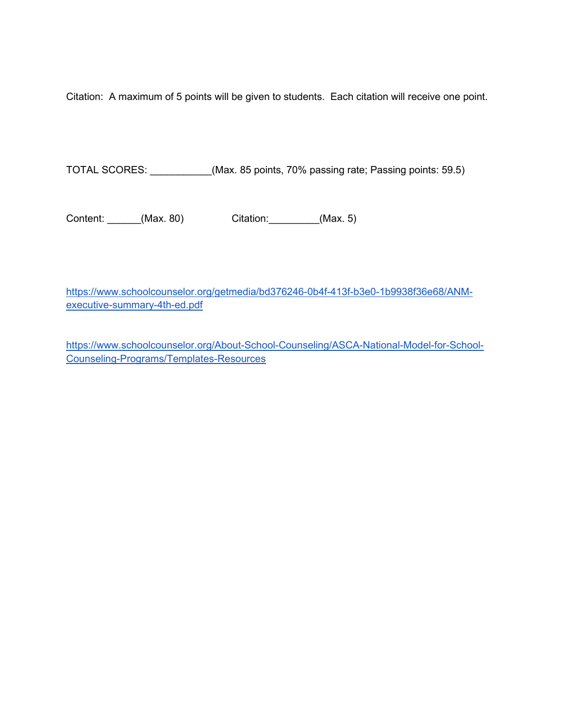Citation: A maximum of 5 points will be given to students. Each citation will receive one point.

TOTAL SCORES: ___________(Max. 85 points, 70% passing rate; Passing points: 59.5)

Content: ______(Max. 80) Citation:_________(Max. 5)

https://www.schoolcounselor.org/getmedia/bd376246-0b4f-413f-b3e0-1b9938f36e68/ANM-executive-summary-4th-ed.pdf

https://www.schoolcounselor.org/About-School-Counseling/ASCA-National-Model-for-School-Counseling-Programs/Templates-Resources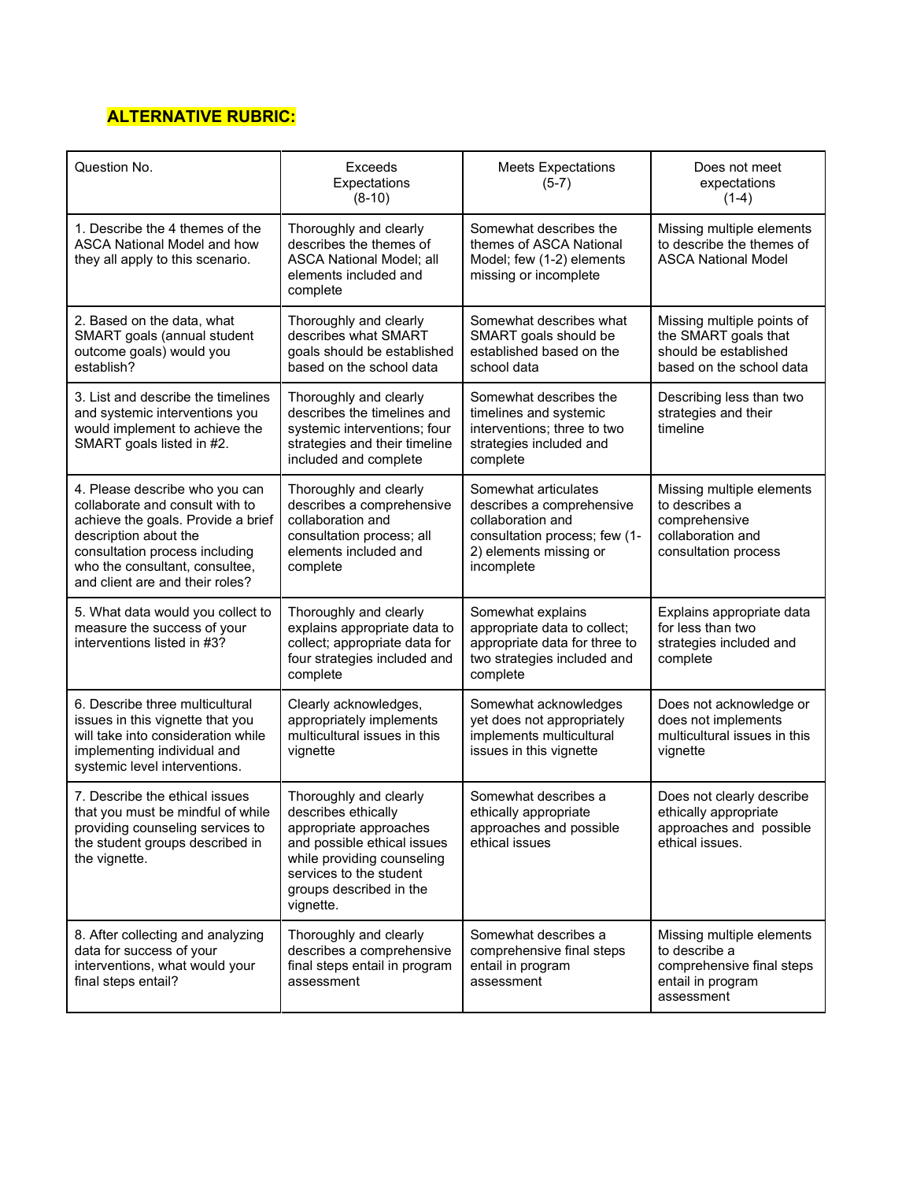**ALTERNATIVE RUBRIC:**

| Question No. | Exceeds Expectations (8-10) | Meets Expectations (5-7) | Does not meet expectations (1-4) |
|---|---|---|---|
| 1. Describe the 4 themes of the ASCA National Model and how they all apply to this scenario. | Thoroughly and clearly describes the themes of ASCA National Model; all elements included and complete | Somewhat describes the themes of ASCA National Model; few (1-2) elements missing or incomplete | Missing multiple elements to describe the themes of ASCA National Model |
| 2. Based on the data, what SMART goals (annual student outcome goals) would you establish? | Thoroughly and clearly describes what SMART goals should be established based on the school data | Somewhat describes what SMART goals should be established based on the school data | Missing multiple points of the SMART goals that should be established based on the school data |
| 3. List and describe the timelines and systemic interventions you would implement to achieve the SMART goals listed in #2. | Thoroughly and clearly describes the timelines and systemic interventions; four strategies and their timeline included and complete | Somewhat describes the timelines and systemic interventions; three to two strategies included and complete | Describing less than two strategies and their timeline |
| 4. Please describe who you can collaborate and consult with to achieve the goals. Provide a brief description about the consultation process including who the consultant, consultee, and client are and their roles? | Thoroughly and clearly describes a comprehensive collaboration and consultation process; all elements included and complete | Somewhat articulates describes a comprehensive collaboration and consultation process; few (1-2) elements missing or incomplete | Missing multiple elements to describes a comprehensive collaboration and consultation process |
| 5. What data would you collect to measure the success of your interventions listed in #3? | Thoroughly and clearly explains appropriate data to collect; appropriate data for four strategies included and complete | Somewhat explains appropriate data to collect; appropriate data for three to two strategies included and complete | Explains appropriate data for less than two strategies included and complete |
| 6. Describe three multicultural issues in this vignette that you will take into consideration while implementing individual and systemic level interventions. | Clearly acknowledges, appropriately implements multicultural issues in this vignette | Somewhat acknowledges yet does not appropriately implements multicultural issues in this vignette | Does not acknowledge or does not implements multicultural issues in this vignette |
| 7. Describe the ethical issues that you must be mindful of while providing counseling services to the student groups described in the vignette. | Thoroughly and clearly describes ethically appropriate approaches and possible ethical issues while providing counseling services to the student groups described in the vignette. | Somewhat describes a ethically appropriate approaches and possible ethical issues | Does not clearly describe ethically appropriate approaches and possible ethical issues. |
| 8. After collecting and analyzing data for success of your interventions, what would your final steps entail? | Thoroughly and clearly describes a comprehensive final steps entail in program assessment | Somewhat describes a comprehensive final steps entail in program assessment | Missing multiple elements to describe a comprehensive final steps entail in program assessment |